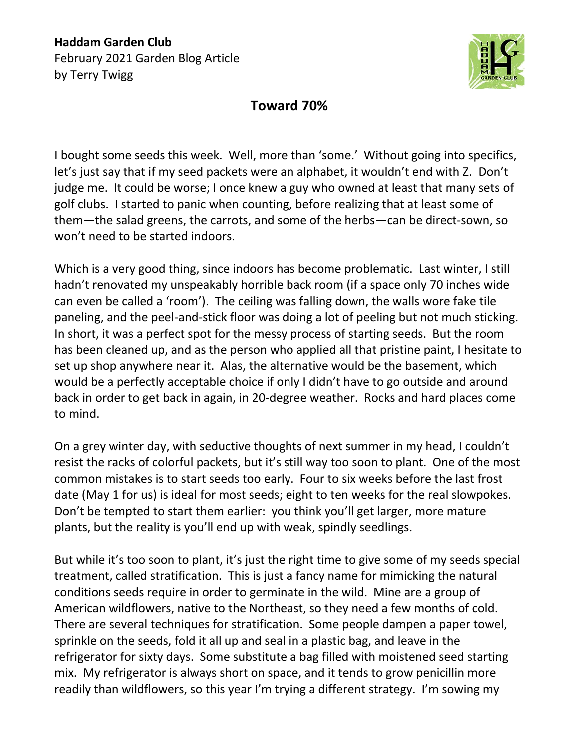**Haddam Garden Club**
February 2021 Garden Blog Article
by Terry Twigg

## Toward 70%

I bought some seeds this week. Well, more than 'some.' Without going into specifics, let's just say that if my seed packets were an alphabet, it wouldn't end with Z. Don't judge me. It could be worse; I once knew a guy who owned at least that many sets of golf clubs. I started to panic when counting, before realizing that at least some of them—the salad greens, the carrots, and some of the herbs—can be direct-sown, so won't need to be started indoors.

Which is a very good thing, since indoors has become problematic. Last winter, I still hadn't renovated my unspeakably horrible back room (if a space only 70 inches wide can even be called a 'room'). The ceiling was falling down, the walls wore fake tile paneling, and the peel-and-stick floor was doing a lot of peeling but not much sticking. In short, it was a perfect spot for the messy process of starting seeds. But the room has been cleaned up, and as the person who applied all that pristine paint, I hesitate to set up shop anywhere near it. Alas, the alternative would be the basement, which would be a perfectly acceptable choice if only I didn't have to go outside and around back in order to get back in again, in 20-degree weather. Rocks and hard places come to mind.

On a grey winter day, with seductive thoughts of next summer in my head, I couldn't resist the racks of colorful packets, but it's still way too soon to plant. One of the most common mistakes is to start seeds too early. Four to six weeks before the last frost date (May 1 for us) is ideal for most seeds; eight to ten weeks for the real slowpokes. Don't be tempted to start them earlier: you think you'll get larger, more mature plants, but the reality is you'll end up with weak, spindly seedlings.

But while it's too soon to plant, it's just the right time to give some of my seeds special treatment, called stratification. This is just a fancy name for mimicking the natural conditions seeds require in order to germinate in the wild. Mine are a group of American wildflowers, native to the Northeast, so they need a few months of cold. There are several techniques for stratification. Some people dampen a paper towel, sprinkle on the seeds, fold it all up and seal in a plastic bag, and leave in the refrigerator for sixty days. Some substitute a bag filled with moistened seed starting mix. My refrigerator is always short on space, and it tends to grow penicillin more readily than wildflowers, so this year I'm trying a different strategy. I'm sowing my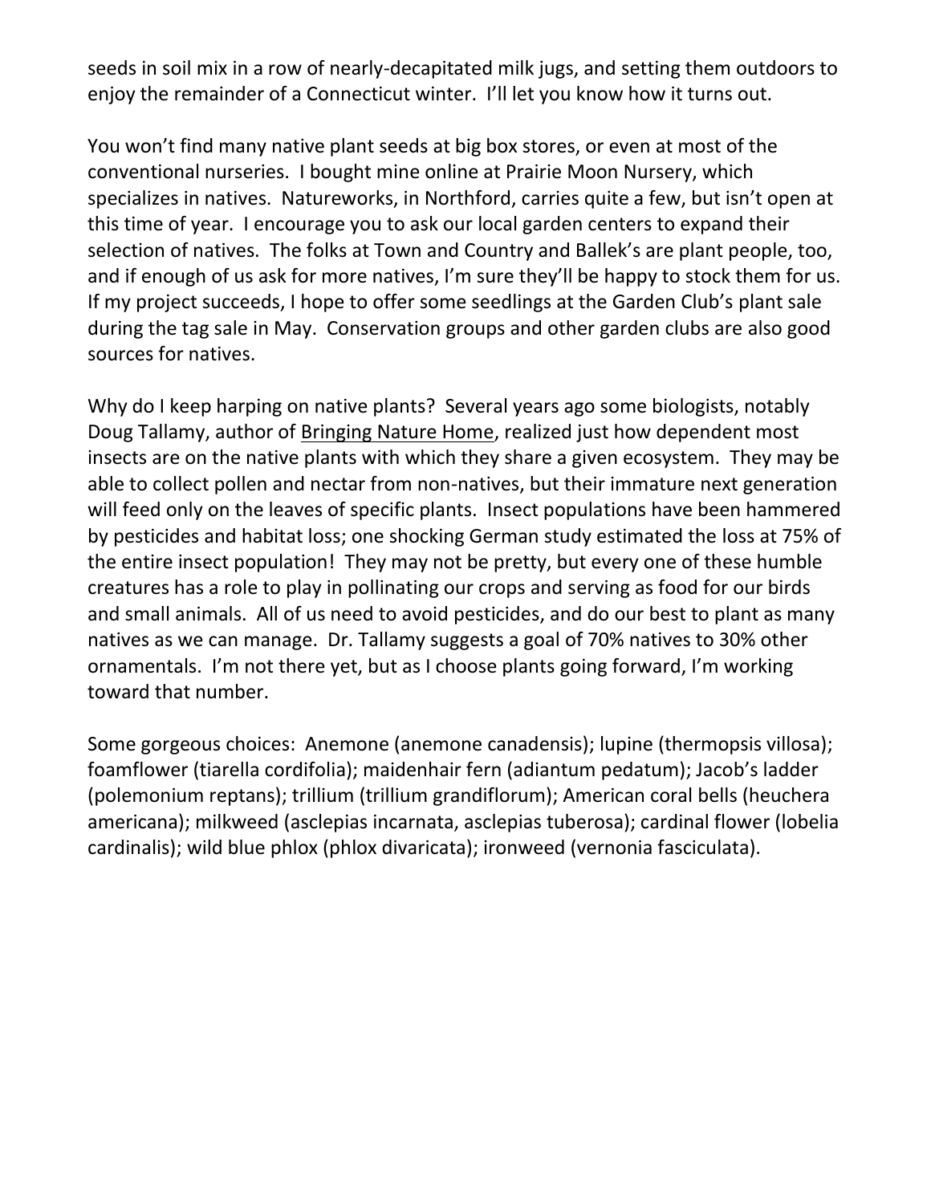seeds in soil mix in a row of nearly-decapitated milk jugs, and setting them outdoors to enjoy the remainder of a Connecticut winter. I'll let you know how it turns out.

You won't find many native plant seeds at big box stores, or even at most of the conventional nurseries. I bought mine online at Prairie Moon Nursery, which specializes in natives. Natureworks, in Northford, carries quite a few, but isn't open at this time of year. I encourage you to ask our local garden centers to expand their selection of natives. The folks at Town and Country and Ballek's are plant people, too, and if enough of us ask for more natives, I'm sure they'll be happy to stock them for us. If my project succeeds, I hope to offer some seedlings at the Garden Club's plant sale during the tag sale in May. Conservation groups and other garden clubs are also good sources for natives.

Why do I keep harping on native plants? Several years ago some biologists, notably Doug Tallamy, author of <u>Bringing Nature Home</u>, realized just how dependent most insects are on the native plants with which they share a given ecosystem. They may be able to collect pollen and nectar from non-natives, but their immature next generation will feed only on the leaves of specific plants. Insect populations have been hammered by pesticides and habitat loss; one shocking German study estimated the loss at 75% of the entire insect population! They may not be pretty, but every one of these humble creatures has a role to play in pollinating our crops and serving as food for our birds and small animals. All of us need to avoid pesticides, and do our best to plant as many natives as we can manage. Dr. Tallamy suggests a goal of 70% natives to 30% other ornamentals. I'm not there yet, but as I choose plants going forward, I'm working toward that number.

Some gorgeous choices: Anemone (anemone canadensis); lupine (thermopsis villosa); foamflower (tiarella cordifolia); maidenhair fern (adiantum pedatum); Jacob's ladder (polemonium reptans); trillium (trillium grandiflorum); American coral bells (heuchera americana); milkweed (asclepias incarnata, asclepias tuberosa); cardinal flower (lobelia cardinalis); wild blue phlox (phlox divaricata); ironweed (vernonia fasciculata).